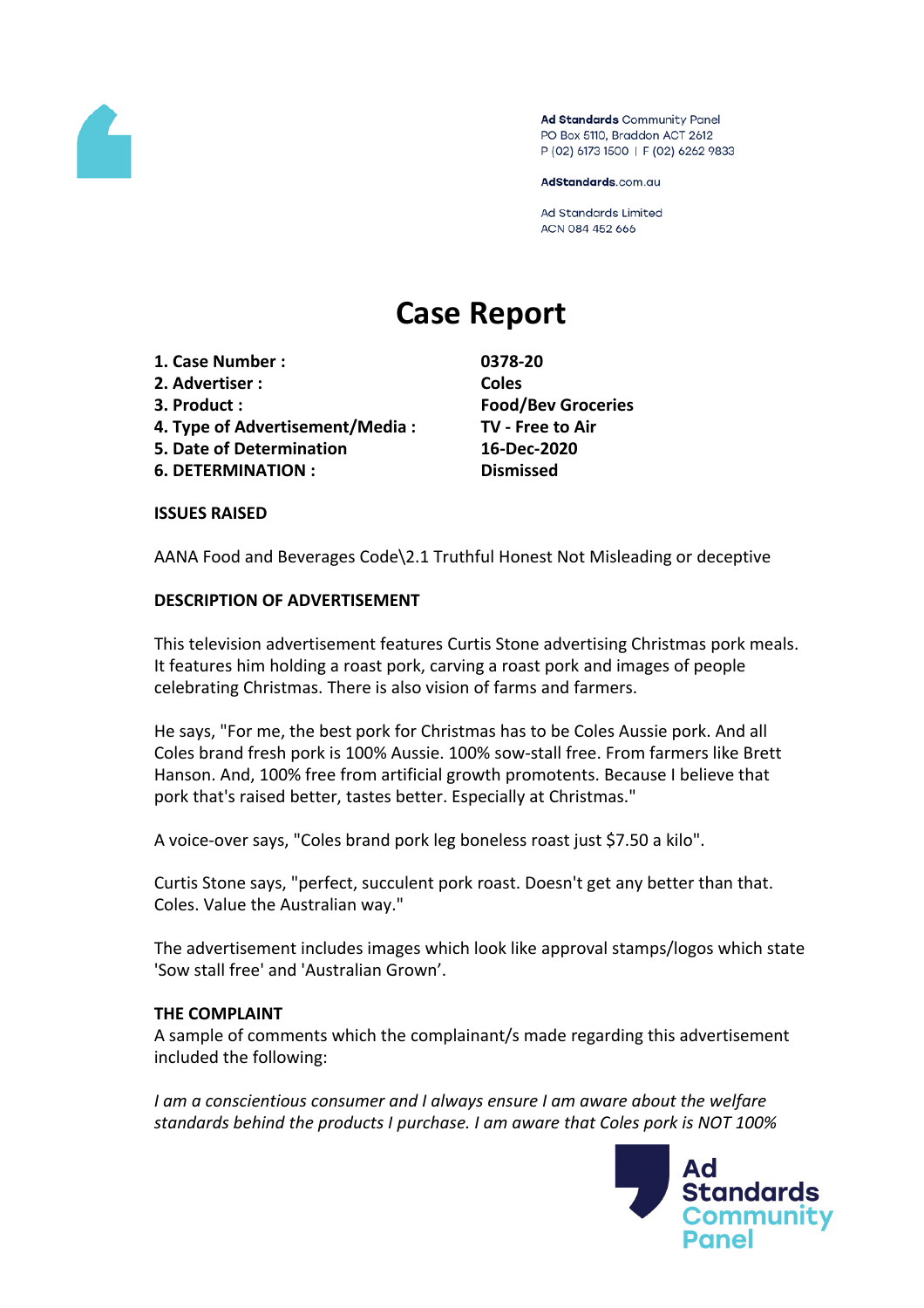Ad Standards Community Panel
PO Box 5110, Braddon ACT 2612
P (02) 6173 1500 | F (02) 6262 9833

AdStandards.com.au

Ad Standards Limited
ACN 084 452 666

# Case Report

| | |
|---|---|
| **1. Case Number :** | **0378-20** |
| **2. Advertiser :** | **Coles** |
| **3. Product :** | **Food/Bev Groceries** |
| **4. Type of Advertisement/Media :** | **TV - Free to Air** |
| **5. Date of Determination** | **16-Dec-2020** |
| **6. DETERMINATION :** | **Dismissed** |

**ISSUES RAISED**

AANA Food and Beverages Code\2.1 Truthful Honest Not Misleading or deceptive

**DESCRIPTION OF ADVERTISEMENT**

This television advertisement features Curtis Stone advertising Christmas pork meals. It features him holding a roast pork, carving a roast pork and images of people celebrating Christmas. There is also vision of farms and farmers.

He says, "For me, the best pork for Christmas has to be Coles Aussie pork. And all Coles brand fresh pork is 100% Aussie. 100% sow-stall free. From farmers like Brett Hanson. And, 100% free from artificial growth promotents. Because I believe that pork that's raised better, tastes better. Especially at Christmas."

A voice-over says, "Coles brand pork leg boneless roast just $7.50 a kilo".

Curtis Stone says, "perfect, succulent pork roast. Doesn't get any better than that. Coles. Value the Australian way."

The advertisement includes images which look like approval stamps/logos which state 'Sow stall free' and 'Australian Grown'.

**THE COMPLAINT**

A sample of comments which the complainant/s made regarding this advertisement included the following:

*I am a conscientious consumer and I always ensure I am aware about the welfare standards behind the products I purchase. I am aware that Coles pork is NOT 100%*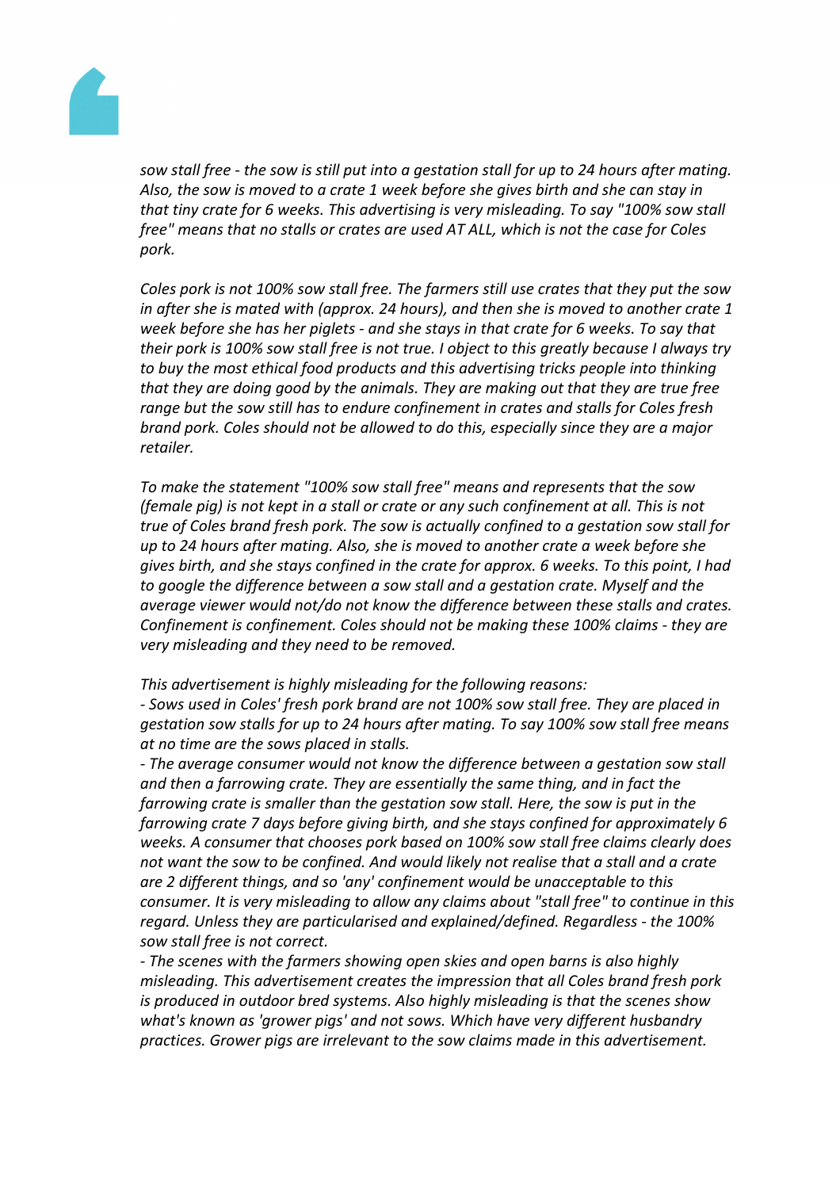*sow stall free - the sow is still put into a gestation stall for up to 24 hours after mating. Also, the sow is moved to a crate 1 week before she gives birth and she can stay in that tiny crate for 6 weeks. This advertising is very misleading. To say "100% sow stall free" means that no stalls or crates are used AT ALL, which is not the case for Coles pork.*

*Coles pork is not 100% sow stall free. The farmers still use crates that they put the sow in after she is mated with (approx. 24 hours), and then she is moved to another crate 1 week before she has her piglets - and she stays in that crate for 6 weeks. To say that their pork is 100% sow stall free is not true. I object to this greatly because I always try to buy the most ethical food products and this advertising tricks people into thinking that they are doing good by the animals. They are making out that they are true free range but the sow still has to endure confinement in crates and stalls for Coles fresh brand pork. Coles should not be allowed to do this, especially since they are a major retailer.*

*To make the statement "100% sow stall free" means and represents that the sow (female pig) is not kept in a stall or crate or any such confinement at all. This is not true of Coles brand fresh pork. The sow is actually confined to a gestation sow stall for up to 24 hours after mating. Also, she is moved to another crate a week before she gives birth, and she stays confined in the crate for approx. 6 weeks. To this point, I had to google the difference between a sow stall and a gestation crate. Myself and the average viewer would not/do not know the difference between these stalls and crates. Confinement is confinement. Coles should not be making these 100% claims - they are very misleading and they need to be removed.*

*This advertisement is highly misleading for the following reasons:*

*- Sows used in Coles' fresh pork brand are not 100% sow stall free. They are placed in gestation sow stalls for up to 24 hours after mating. To say 100% sow stall free means at no time are the sows placed in stalls.*

*- The average consumer would not know the difference between a gestation sow stall and then a farrowing crate. They are essentially the same thing, and in fact the farrowing crate is smaller than the gestation sow stall. Here, the sow is put in the farrowing crate 7 days before giving birth, and she stays confined for approximately 6 weeks. A consumer that chooses pork based on 100% sow stall free claims clearly does not want the sow to be confined. And would likely not realise that a stall and a crate are 2 different things, and so 'any' confinement would be unacceptable to this consumer. It is very misleading to allow any claims about "stall free" to continue in this regard. Unless they are particularised and explained/defined. Regardless - the 100% sow stall free is not correct.*

*- The scenes with the farmers showing open skies and open barns is also highly misleading. This advertisement creates the impression that all Coles brand fresh pork is produced in outdoor bred systems. Also highly misleading is that the scenes show what's known as 'grower pigs' and not sows. Which have very different husbandry practices. Grower pigs are irrelevant to the sow claims made in this advertisement.*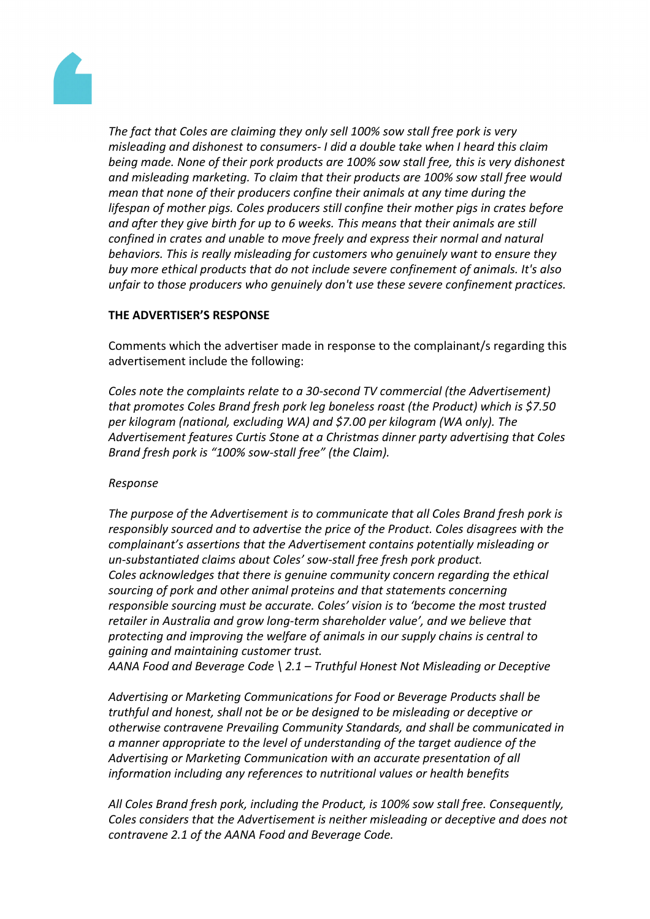*The fact that Coles are claiming they only sell 100% sow stall free pork is very misleading and dishonest to consumers- I did a double take when I heard this claim being made. None of their pork products are 100% sow stall free, this is very dishonest and misleading marketing. To claim that their products are 100% sow stall free would mean that none of their producers confine their animals at any time during the lifespan of mother pigs. Coles producers still confine their mother pigs in crates before and after they give birth for up to 6 weeks. This means that their animals are still confined in crates and unable to move freely and express their normal and natural behaviors. This is really misleading for customers who genuinely want to ensure they buy more ethical products that do not include severe confinement of animals. It's also unfair to those producers who genuinely don't use these severe confinement practices.*

**THE ADVERTISER'S RESPONSE**

Comments which the advertiser made in response to the complainant/s regarding this advertisement include the following:

*Coles note the complaints relate to a 30-second TV commercial (the Advertisement) that promotes Coles Brand fresh pork leg boneless roast (the Product) which is $7.50 per kilogram (national, excluding WA) and $7.00 per kilogram (WA only). The Advertisement features Curtis Stone at a Christmas dinner party advertising that Coles Brand fresh pork is "100% sow-stall free" (the Claim).*

*Response*

*The purpose of the Advertisement is to communicate that all Coles Brand fresh pork is responsibly sourced and to advertise the price of the Product. Coles disagrees with the complainant's assertions that the Advertisement contains potentially misleading or un-substantiated claims about Coles' sow-stall free fresh pork product.*
*Coles acknowledges that there is genuine community concern regarding the ethical sourcing of pork and other animal proteins and that statements concerning responsible sourcing must be accurate. Coles' vision is to 'become the most trusted retailer in Australia and grow long-term shareholder value', and we believe that protecting and improving the welfare of animals in our supply chains is central to gaining and maintaining customer trust.*
*AANA Food and Beverage Code \ 2.1 – Truthful Honest Not Misleading or Deceptive*

*Advertising or Marketing Communications for Food or Beverage Products shall be truthful and honest, shall not be or be designed to be misleading or deceptive or otherwise contravene Prevailing Community Standards, and shall be communicated in a manner appropriate to the level of understanding of the target audience of the Advertising or Marketing Communication with an accurate presentation of all information including any references to nutritional values or health benefits*

*All Coles Brand fresh pork, including the Product, is 100% sow stall free. Consequently, Coles considers that the Advertisement is neither misleading or deceptive and does not contravene 2.1 of the AANA Food and Beverage Code.*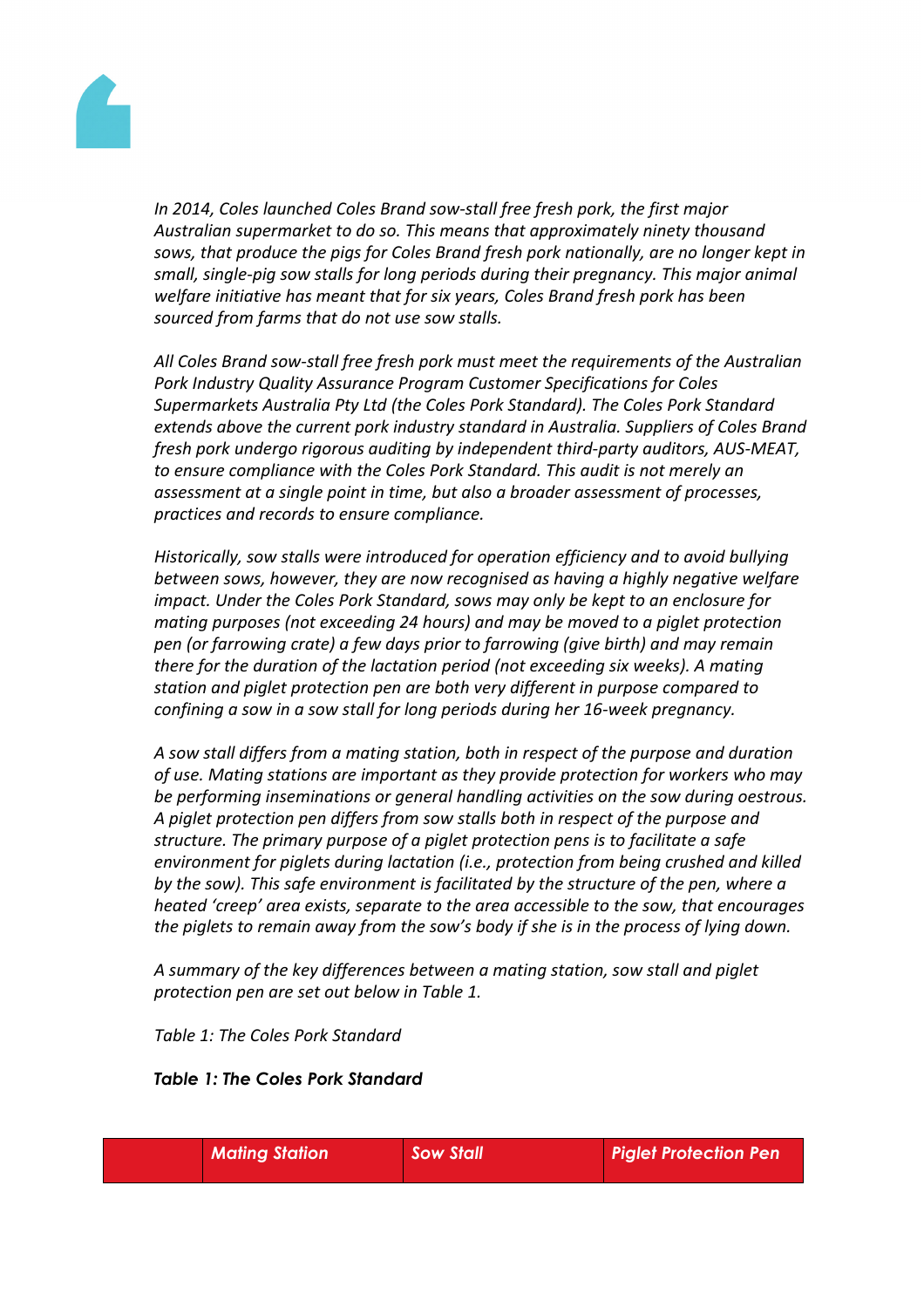*In 2014, Coles launched Coles Brand sow-stall free fresh pork, the first major Australian supermarket to do so. This means that approximately ninety thousand sows, that produce the pigs for Coles Brand fresh pork nationally, are no longer kept in small, single-pig sow stalls for long periods during their pregnancy. This major animal welfare initiative has meant that for six years, Coles Brand fresh pork has been sourced from farms that do not use sow stalls.*

*All Coles Brand sow-stall free fresh pork must meet the requirements of the Australian Pork Industry Quality Assurance Program Customer Specifications for Coles Supermarkets Australia Pty Ltd (the Coles Pork Standard). The Coles Pork Standard extends above the current pork industry standard in Australia. Suppliers of Coles Brand fresh pork undergo rigorous auditing by independent third-party auditors, AUS-MEAT, to ensure compliance with the Coles Pork Standard. This audit is not merely an assessment at a single point in time, but also a broader assessment of processes, practices and records to ensure compliance.*

*Historically, sow stalls were introduced for operation efficiency and to avoid bullying between sows, however, they are now recognised as having a highly negative welfare impact. Under the Coles Pork Standard, sows may only be kept to an enclosure for mating purposes (not exceeding 24 hours) and may be moved to a piglet protection pen (or farrowing crate) a few days prior to farrowing (give birth) and may remain there for the duration of the lactation period (not exceeding six weeks). A mating station and piglet protection pen are both very different in purpose compared to confining a sow in a sow stall for long periods during her 16-week pregnancy.*

*A sow stall differs from a mating station, both in respect of the purpose and duration of use. Mating stations are important as they provide protection for workers who may be performing inseminations or general handling activities on the sow during oestrous. A piglet protection pen differs from sow stalls both in respect of the purpose and structure. The primary purpose of a piglet protection pens is to facilitate a safe environment for piglets during lactation (i.e., protection from being crushed and killed by the sow). This safe environment is facilitated by the structure of the pen, where a heated 'creep' area exists, separate to the area accessible to the sow, that encourages the piglets to remain away from the sow's body if she is in the process of lying down.*

*A summary of the key differences between a mating station, sow stall and piglet protection pen are set out below in Table 1.*

*Table 1: The Coles Pork Standard*

***Table 1: The Coles Pork Standard***

| | *Mating Station* | *Sow Stall* | *Piglet Protection Pen* |
|---|---|---|---|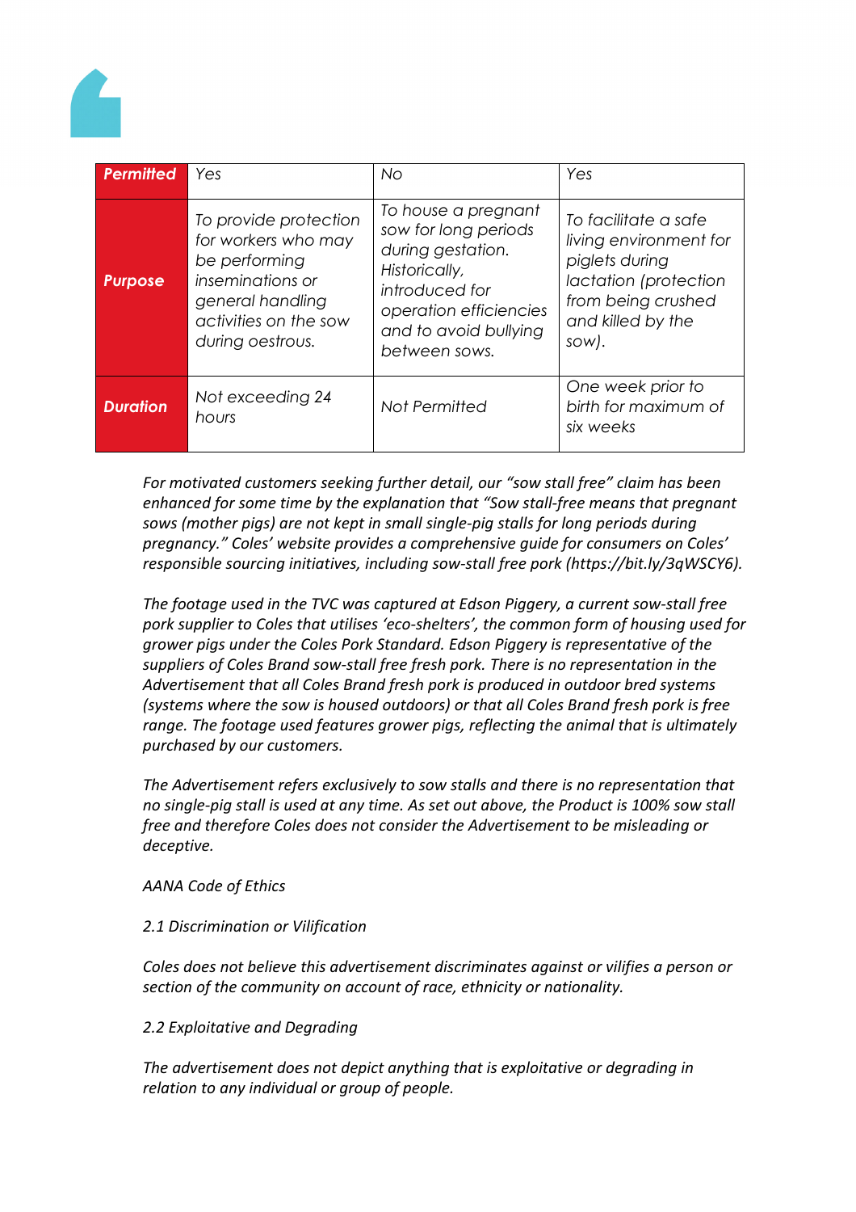| **Permitted** | Yes | No | Yes |
|---|---|---|---|
| **Purpose** | To provide protection for workers who may be performing inseminations or general handling activities on the sow during oestrous. | To house a pregnant sow for long periods during gestation. Historically, introduced for operation efficiencies and to avoid bullying between sows. | To facilitate a safe living environment for piglets during lactation (protection from being crushed and killed by the sow). |
| **Duration** | Not exceeding 24 hours | Not Permitted | One week prior to birth for maximum of six weeks |

*For motivated customers seeking further detail, our "sow stall free" claim has been enhanced for some time by the explanation that "Sow stall-free means that pregnant sows (mother pigs) are not kept in small single-pig stalls for long periods during pregnancy." Coles' website provides a comprehensive guide for consumers on Coles' responsible sourcing initiatives, including sow-stall free pork (https://bit.ly/3qWSCY6).*

*The footage used in the TVC was captured at Edson Piggery, a current sow-stall free pork supplier to Coles that utilises 'eco-shelters', the common form of housing used for grower pigs under the Coles Pork Standard. Edson Piggery is representative of the suppliers of Coles Brand sow-stall free fresh pork. There is no representation in the Advertisement that all Coles Brand fresh pork is produced in outdoor bred systems (systems where the sow is housed outdoors) or that all Coles Brand fresh pork is free range. The footage used features grower pigs, reflecting the animal that is ultimately purchased by our customers.*

*The Advertisement refers exclusively to sow stalls and there is no representation that no single-pig stall is used at any time. As set out above, the Product is 100% sow stall free and therefore Coles does not consider the Advertisement to be misleading or deceptive.*

*AANA Code of Ethics*

*2.1 Discrimination or Vilification*

*Coles does not believe this advertisement discriminates against or vilifies a person or section of the community on account of race, ethnicity or nationality.*

*2.2 Exploitative and Degrading*

*The advertisement does not depict anything that is exploitative or degrading in relation to any individual or group of people.*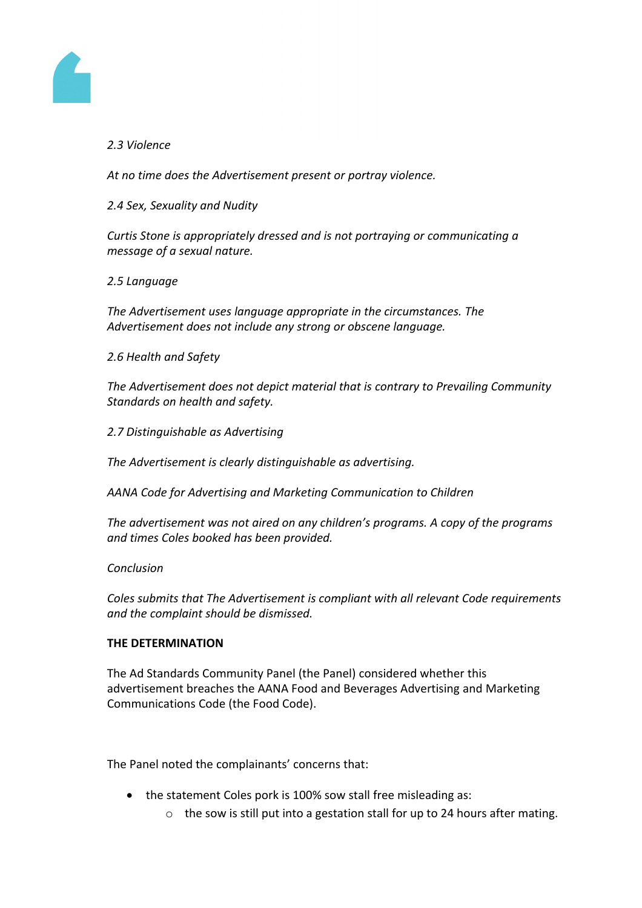*2.3 Violence*

*At no time does the Advertisement present or portray violence.*

*2.4 Sex, Sexuality and Nudity*

*Curtis Stone is appropriately dressed and is not portraying or communicating a message of a sexual nature.*

*2.5 Language*

*The Advertisement uses language appropriate in the circumstances. The Advertisement does not include any strong or obscene language.*

*2.6 Health and Safety*

*The Advertisement does not depict material that is contrary to Prevailing Community Standards on health and safety.*

*2.7 Distinguishable as Advertising*

*The Advertisement is clearly distinguishable as advertising.*

*AANA Code for Advertising and Marketing Communication to Children*

*The advertisement was not aired on any children's programs. A copy of the programs and times Coles booked has been provided.*

*Conclusion*

*Coles submits that The Advertisement is compliant with all relevant Code requirements and the complaint should be dismissed.*

**THE DETERMINATION**

The Ad Standards Community Panel (the Panel) considered whether this advertisement breaches the AANA Food and Beverages Advertising and Marketing Communications Code (the Food Code).

The Panel noted the complainants' concerns that:

- the statement Coles pork is 100% sow stall free misleading as:
    - the sow is still put into a gestation stall for up to 24 hours after mating.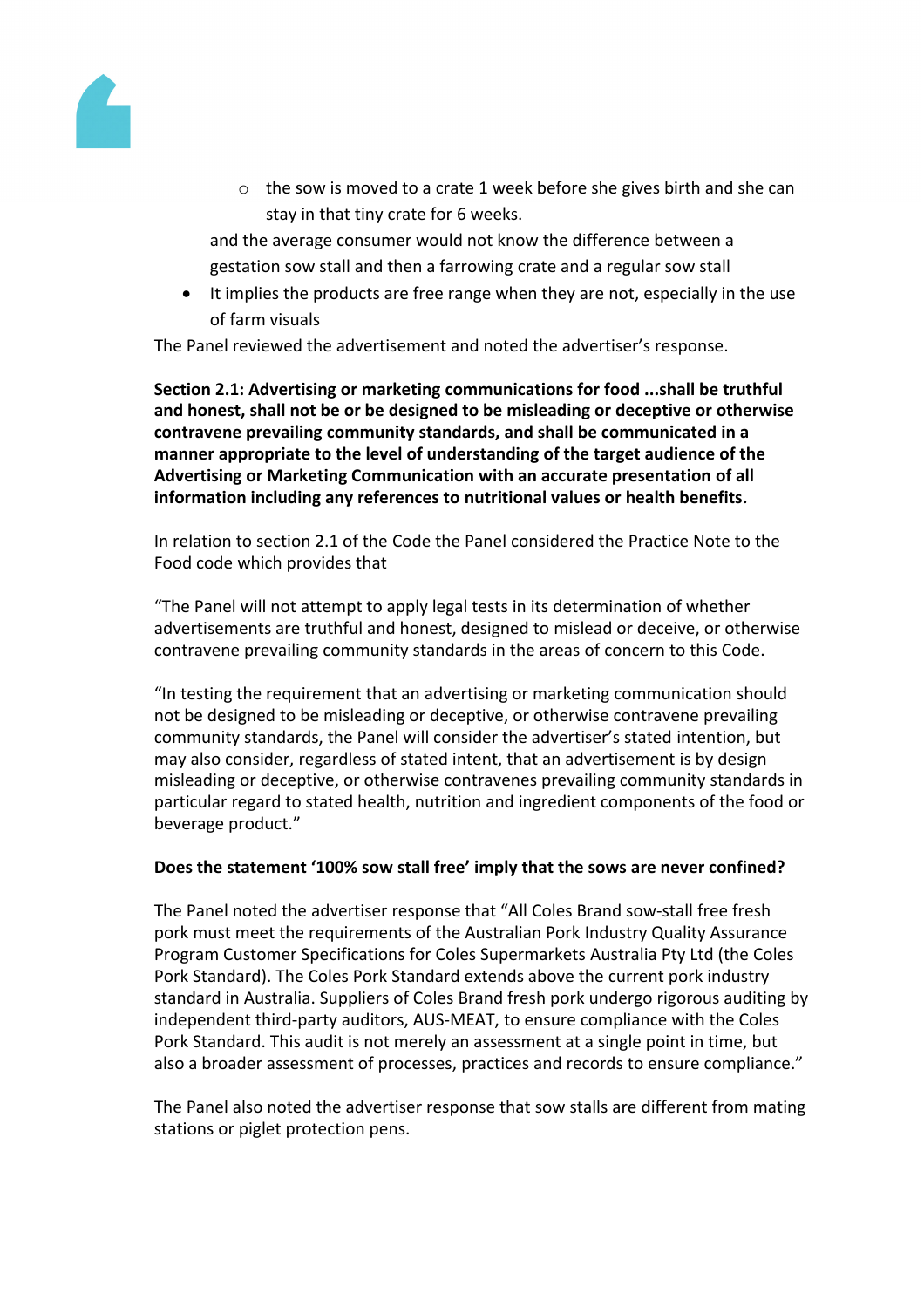- the sow is moved to a crate 1 week before she gives birth and she can stay in that tiny crate for 6 weeks.

  and the average consumer would not know the difference between a gestation sow stall and then a farrowing crate and a regular sow stall
- It implies the products are free range when they are not, especially in the use of farm visuals

The Panel reviewed the advertisement and noted the advertiser's response.

**Section 2.1: Advertising or marketing communications for food ...shall be truthful and honest, shall not be or be designed to be misleading or deceptive or otherwise contravene prevailing community standards, and shall be communicated in a manner appropriate to the level of understanding of the target audience of the Advertising or Marketing Communication with an accurate presentation of all information including any references to nutritional values or health benefits.**

In relation to section 2.1 of the Code the Panel considered the Practice Note to the Food code which provides that

"The Panel will not attempt to apply legal tests in its determination of whether advertisements are truthful and honest, designed to mislead or deceive, or otherwise contravene prevailing community standards in the areas of concern to this Code.

"In testing the requirement that an advertising or marketing communication should not be designed to be misleading or deceptive, or otherwise contravene prevailing community standards, the Panel will consider the advertiser's stated intention, but may also consider, regardless of stated intent, that an advertisement is by design misleading or deceptive, or otherwise contravenes prevailing community standards in particular regard to stated health, nutrition and ingredient components of the food or beverage product."

**Does the statement '100% sow stall free' imply that the sows are never confined?**

The Panel noted the advertiser response that "All Coles Brand sow-stall free fresh pork must meet the requirements of the Australian Pork Industry Quality Assurance Program Customer Specifications for Coles Supermarkets Australia Pty Ltd (the Coles Pork Standard). The Coles Pork Standard extends above the current pork industry standard in Australia. Suppliers of Coles Brand fresh pork undergo rigorous auditing by independent third-party auditors, AUS-MEAT, to ensure compliance with the Coles Pork Standard. This audit is not merely an assessment at a single point in time, but also a broader assessment of processes, practices and records to ensure compliance."

The Panel also noted the advertiser response that sow stalls are different from mating stations or piglet protection pens.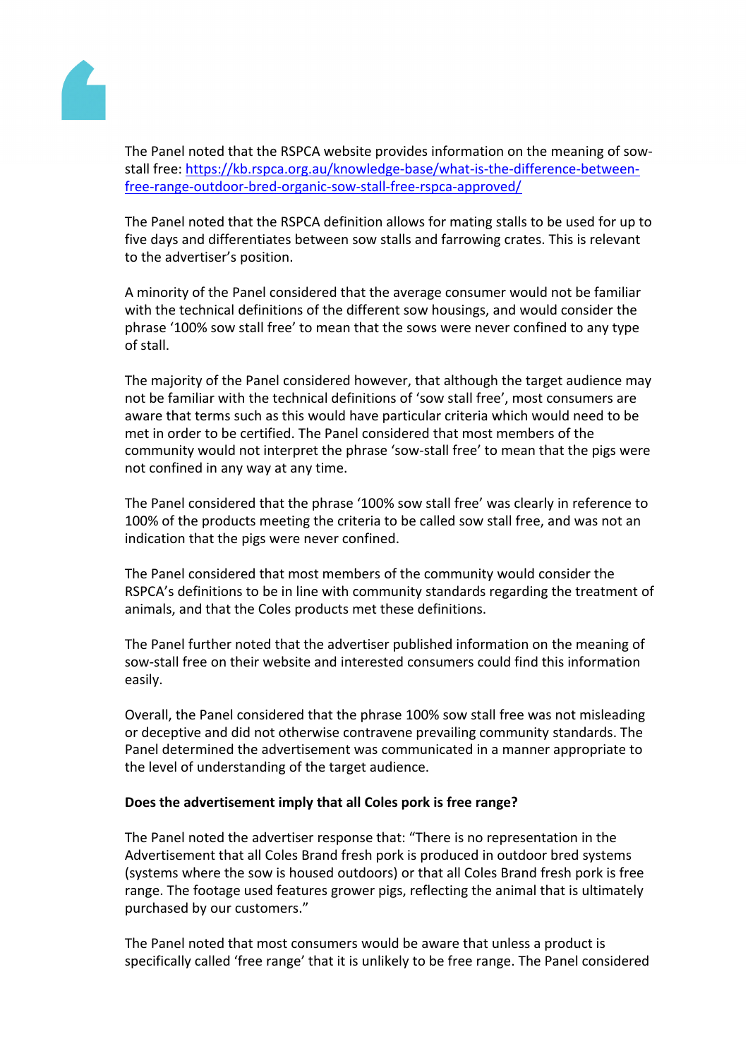The Panel noted that the RSPCA website provides information on the meaning of sow-stall free: [https://kb.rspca.org.au/knowledge-base/what-is-the-difference-between-free-range-outdoor-bred-organic-sow-stall-free-rspca-approved/](https://kb.rspca.org.au/knowledge-base/what-is-the-difference-between-free-range-outdoor-bred-organic-sow-stall-free-rspca-approved/)

The Panel noted that the RSPCA definition allows for mating stalls to be used for up to five days and differentiates between sow stalls and farrowing crates. This is relevant to the advertiser's position.

A minority of the Panel considered that the average consumer would not be familiar with the technical definitions of the different sow housings, and would consider the phrase '100% sow stall free' to mean that the sows were never confined to any type of stall.

The majority of the Panel considered however, that although the target audience may not be familiar with the technical definitions of 'sow stall free', most consumers are aware that terms such as this would have particular criteria which would need to be met in order to be certified. The Panel considered that most members of the community would not interpret the phrase 'sow-stall free' to mean that the pigs were not confined in any way at any time.

The Panel considered that the phrase '100% sow stall free' was clearly in reference to 100% of the products meeting the criteria to be called sow stall free, and was not an indication that the pigs were never confined.

The Panel considered that most members of the community would consider the RSPCA's definitions to be in line with community standards regarding the treatment of animals, and that the Coles products met these definitions.

The Panel further noted that the advertiser published information on the meaning of sow-stall free on their website and interested consumers could find this information easily.

Overall, the Panel considered that the phrase 100% sow stall free was not misleading or deceptive and did not otherwise contravene prevailing community standards. The Panel determined the advertisement was communicated in a manner appropriate to the level of understanding of the target audience.

**Does the advertisement imply that all Coles pork is free range?**

The Panel noted the advertiser response that: "There is no representation in the Advertisement that all Coles Brand fresh pork is produced in outdoor bred systems (systems where the sow is housed outdoors) or that all Coles Brand fresh pork is free range. The footage used features grower pigs, reflecting the animal that is ultimately purchased by our customers."

The Panel noted that most consumers would be aware that unless a product is specifically called 'free range' that it is unlikely to be free range. The Panel considered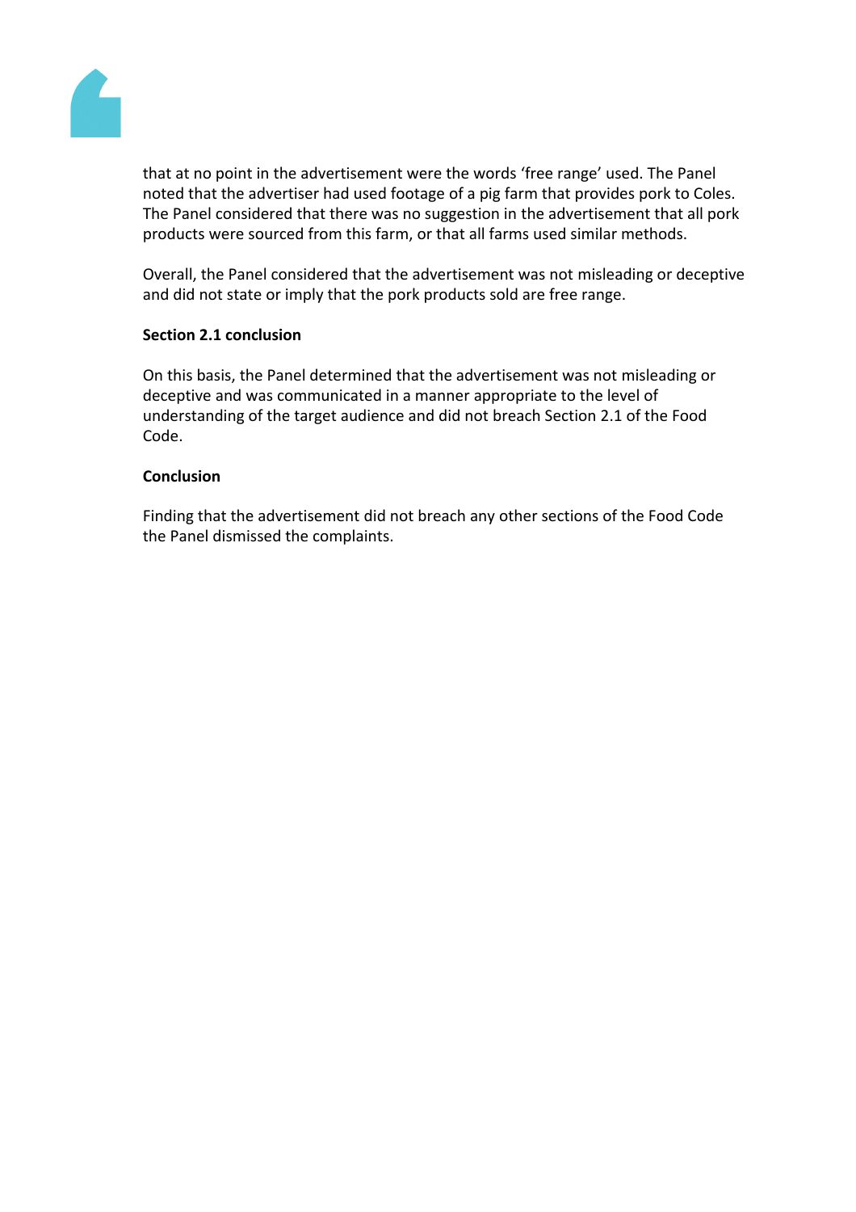that at no point in the advertisement were the words ‘free range’ used. The Panel noted that the advertiser had used footage of a pig farm that provides pork to Coles. The Panel considered that there was no suggestion in the advertisement that all pork products were sourced from this farm, or that all farms used similar methods.

Overall, the Panel considered that the advertisement was not misleading or deceptive and did not state or imply that the pork products sold are free range.

**Section 2.1 conclusion**

On this basis, the Panel determined that the advertisement was not misleading or deceptive and was communicated in a manner appropriate to the level of understanding of the target audience and did not breach Section 2.1 of the Food Code.

**Conclusion**

Finding that the advertisement did not breach any other sections of the Food Code the Panel dismissed the complaints.